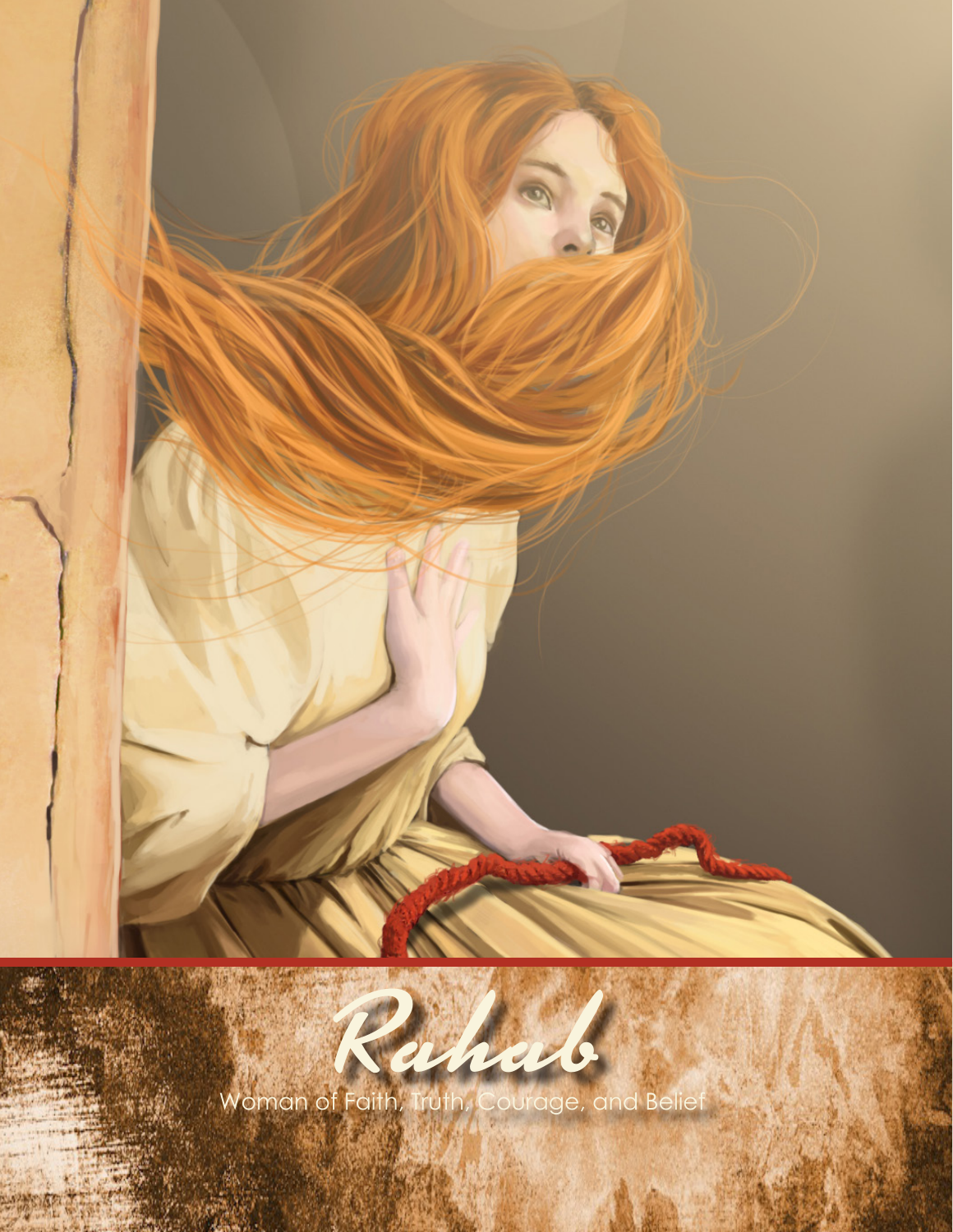# Rahab

Woman of Faith, Truth, Courage, and Belief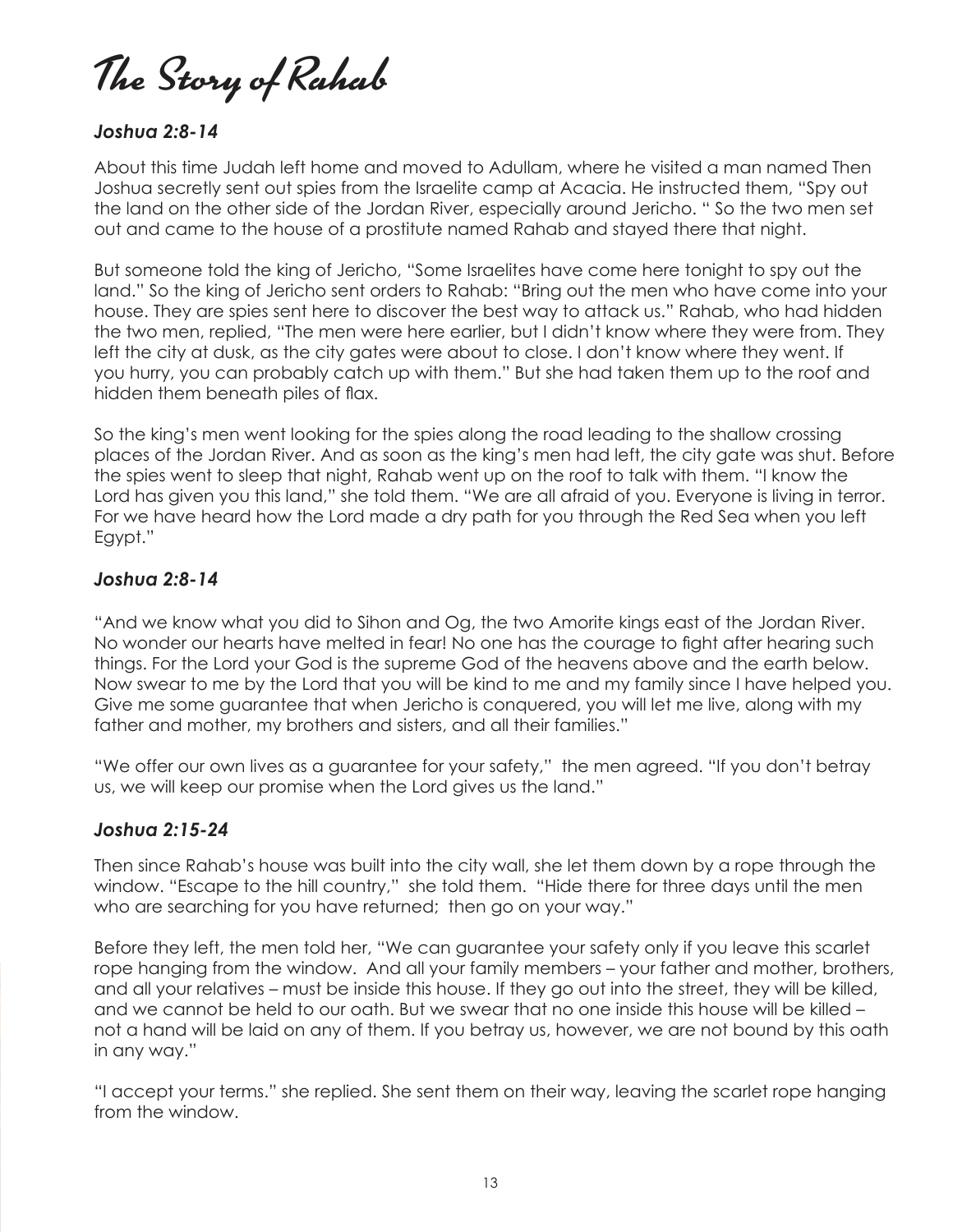# The Story of Rahab

### *Joshua 2:8-14*

About this time Judah left home and moved to Adullam, where he visited a man named Then Joshua secretly sent out spies from the Israelite camp at Acacia. He instructed them, "Spy out the land on the other side of the Jordan River, especially around Jericho. " So the two men set out and came to the house of a prostitute named Rahab and stayed there that night.

But someone told the king of Jericho, "Some Israelites have come here tonight to spy out the land." So the king of Jericho sent orders to Rahab: "Bring out the men who have come into your house. They are spies sent here to discover the best way to attack us." Rahab, who had hidden the two men, replied, "The men were here earlier, but I didn't know where they were from. They left the city at dusk, as the city gates were about to close. I don't know where they went. If you hurry, you can probably catch up with them." But she had taken them up to the roof and hidden them beneath piles of flax.

So the king's men went looking for the spies along the road leading to the shallow crossing places of the Jordan River. And as soon as the king's men had left, the city gate was shut. Before the spies went to sleep that night, Rahab went up on the roof to talk with them. "I know the Lord has given you this land," she told them. "We are all afraid of you. Everyone is living in terror. For we have heard how the Lord made a dry path for you through the Red Sea when you left Egypt."

### *Joshua 2:8-14*

"And we know what you did to Sihon and Og, the two Amorite kings east of the Jordan River. No wonder our hearts have melted in fear! No one has the courage to fight after hearing such things. For the Lord your God is the supreme God of the heavens above and the earth below. Now swear to me by the Lord that you will be kind to me and my family since I have helped you. Give me some guarantee that when Jericho is conquered, you will let me live, along with my father and mother, my brothers and sisters, and all their families."

"We offer our own lives as a guarantee for your safety," the men agreed. "If you don't betray us, we will keep our promise when the Lord gives us the land."

### *Joshua 2:15-24*

Then since Rahab's house was built into the city wall, she let them down by a rope through the window. "Escape to the hill country," she told them. "Hide there for three days until the men who are searching for you have returned; then go on your way."

Before they left, the men told her, "We can guarantee your safety only if you leave this scarlet rope hanging from the window. And all your family members – your father and mother, brothers, and all your relatives – must be inside this house. If they go out into the street, they will be killed, and we cannot be held to our oath. But we swear that no one inside this house will be killed – not a hand will be laid on any of them. If you betray us, however, we are not bound by this oath in any way."

"I accept your terms." she replied. She sent them on their way, leaving the scarlet rope hanging from the window.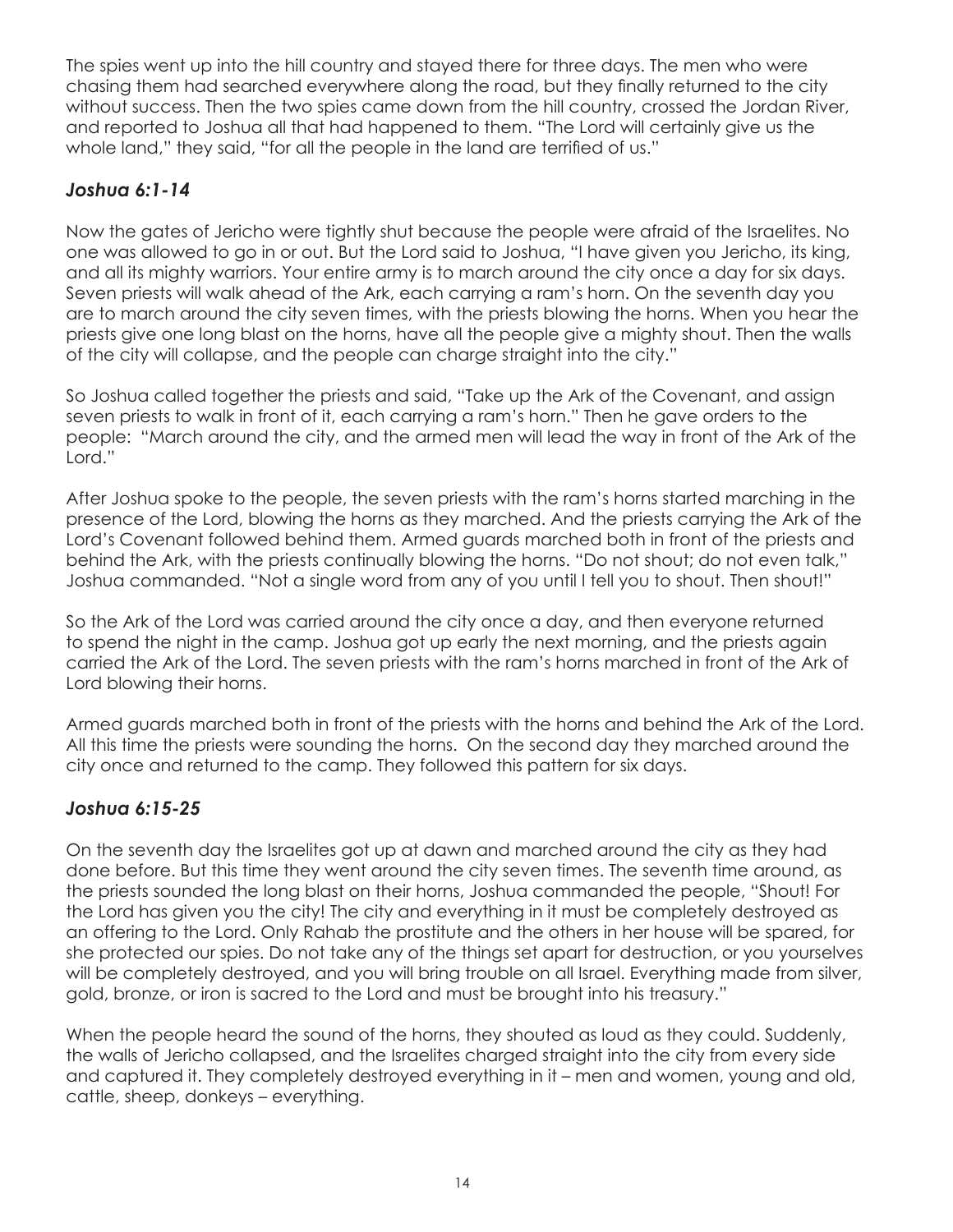The spies went up into the hill country and stayed there for three days. The men who were chasing them had searched everywhere along the road, but they finally returned to the city without success. Then the two spies came down from the hill country, crossed the Jordan River, and reported to Joshua all that had happened to them. "The Lord will certainly give us the whole land," they said, "for all the people in the land are terrified of us."

### *Joshua 6:1-14*

Now the gates of Jericho were tightly shut because the people were afraid of the Israelites. No one was allowed to go in or out. But the Lord said to Joshua, "I have given you Jericho, its king, and all its mighty warriors. Your entire army is to march around the city once a day for six days. Seven priests will walk ahead of the Ark, each carrying a ram's horn. On the seventh day you are to march around the city seven times, with the priests blowing the horns. When you hear the priests give one long blast on the horns, have all the people give a mighty shout. Then the walls of the city will collapse, and the people can charge straight into the city."

So Joshua called together the priests and said, "Take up the Ark of the Covenant, and assign seven priests to walk in front of it, each carrying a ram's horn." Then he gave orders to the people: "March around the city, and the armed men will lead the way in front of the Ark of the Lord."

After Joshua spoke to the people, the seven priests with the ram's horns started marching in the presence of the Lord, blowing the horns as they marched. And the priests carrying the Ark of the Lord's Covenant followed behind them. Armed guards marched both in front of the priests and behind the Ark, with the priests continually blowing the horns. "Do not shout; do not even talk," Joshua commanded. "Not a single word from any of you until I tell you to shout. Then shout!"

So the Ark of the Lord was carried around the city once a day, and then everyone returned to spend the night in the camp. Joshua got up early the next morning, and the priests again carried the Ark of the Lord. The seven priests with the ram's horns marched in front of the Ark of Lord blowing their horns.

Armed guards marched both in front of the priests with the horns and behind the Ark of the Lord. All this time the priests were sounding the horns. On the second day they marched around the city once and returned to the camp. They followed this pattern for six days.

### *Joshua 6:15-25*

On the seventh day the Israelites got up at dawn and marched around the city as they had done before. But this time they went around the city seven times. The seventh time around, as the priests sounded the long blast on their horns, Joshua commanded the people, "Shout! For the Lord has given you the city! The city and everything in it must be completely destroyed as an offering to the Lord. Only Rahab the prostitute and the others in her house will be spared, for she protected our spies. Do not take any of the things set apart for destruction, or you yourselves will be completely destroyed, and you will bring trouble on all Israel. Everything made from silver, gold, bronze, or iron is sacred to the Lord and must be brought into his treasury."

When the people heard the sound of the horns, they shouted as loud as they could. Suddenly, the walls of Jericho collapsed, and the Israelites charged straight into the city from every side and captured it. They completely destroyed everything in it – men and women, young and old, cattle, sheep, donkeys – everything.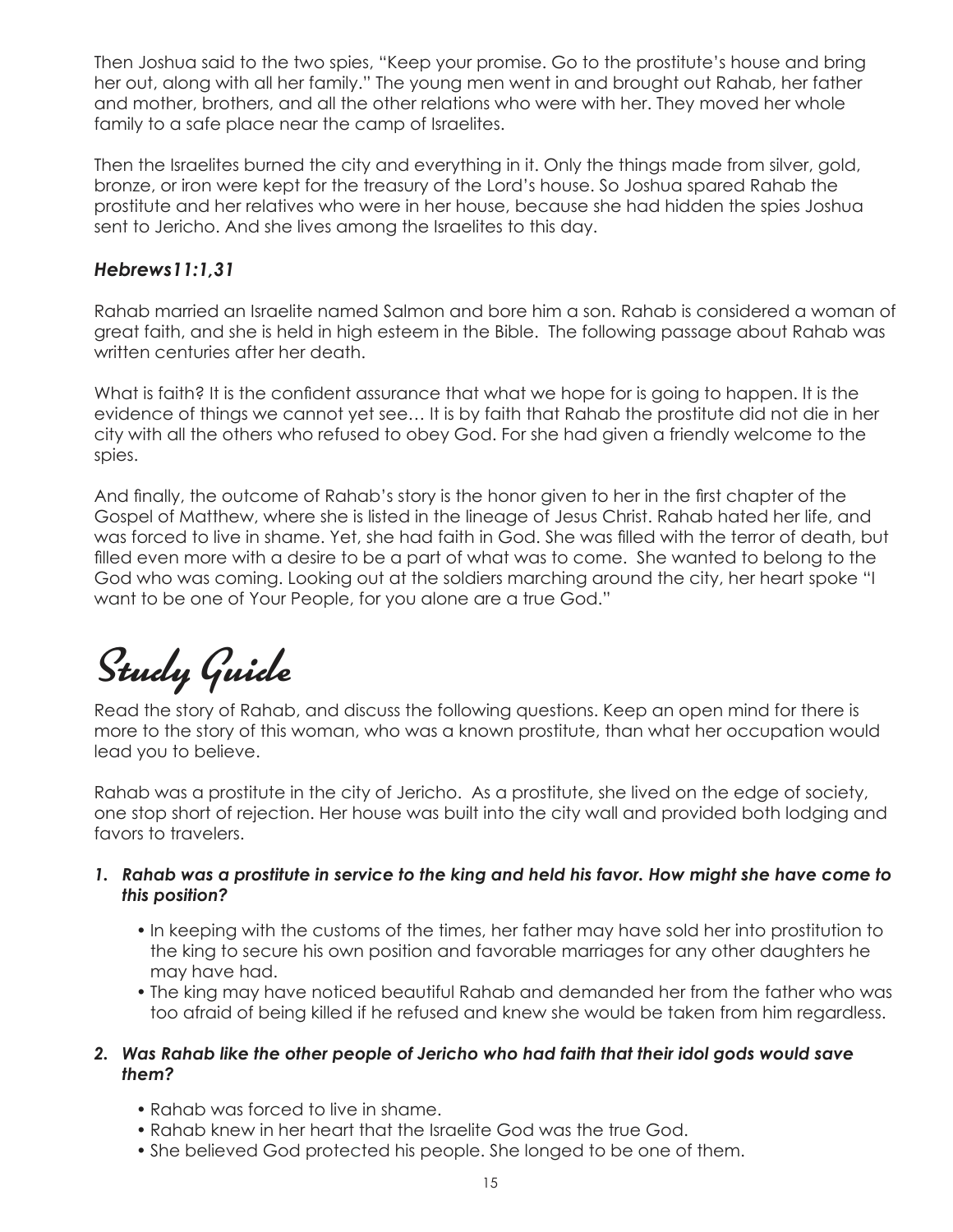Then Joshua said to the two spies, "Keep your promise. Go to the prostitute's house and bring her out, along with all her family." The young men went in and brought out Rahab, her father and mother, brothers, and all the other relations who were with her. They moved her whole family to a safe place near the camp of Israelites.

Then the Israelites burned the city and everything in it. Only the things made from silver, gold, bronze, or iron were kept for the treasury of the Lord's house. So Joshua spared Rahab the prostitute and her relatives who were in her house, because she had hidden the spies Joshua sent to Jericho. And she lives among the Israelites to this day.

### *Hebrews11:1,31*

Rahab married an Israelite named Salmon and bore him a son. Rahab is considered a woman of great faith, and she is held in high esteem in the Bible. The following passage about Rahab was written centuries after her death.

What is faith? It is the confident assurance that what we hope for is going to happen. It is the evidence of things we cannot yet see… It is by faith that Rahab the prostitute did not die in her city with all the others who refused to obey God. For she had given a friendly welcome to the spies.

And finally, the outcome of Rahab's story is the honor given to her in the first chapter of the Gospel of Matthew, where she is listed in the lineage of Jesus Christ. Rahab hated her life, and was forced to live in shame. Yet, she had faith in God. She was filled with the terror of death, but filled even more with a desire to be a part of what was to come. She wanted to belong to the God who was coming. Looking out at the soldiers marching around the city, her heart spoke "I want to be one of Your People, for you alone are a true God."

# Study Guide

Read the story of Rahab, and discuss the following questions. Keep an open mind for there is more to the story of this woman, who was a known prostitute, than what her occupation would lead you to believe.

Rahab was a prostitute in the city of Jericho. As a prostitute, she lived on the edge of society, one stop short of rejection. Her house was built into the city wall and provided both lodging and favors to travelers.

1. ***Rahab was a prostitute in service to the king and held his favor. How might she have come to this position?***
   - In keeping with the customs of the times, her father may have sold her into prostitution to the king to secure his own position and favorable marriages for any other daughters he may have had.
   - The king may have noticed beautiful Rahab and demanded her from the father who was too afraid of being killed if he refused and knew she would be taken from him regardless.

2. ***Was Rahab like the other people of Jericho who had faith that their idol gods would save them?***
   - Rahab was forced to live in shame.
   - Rahab knew in her heart that the Israelite God was the true God.
   - She believed God protected his people. She longed to be one of them.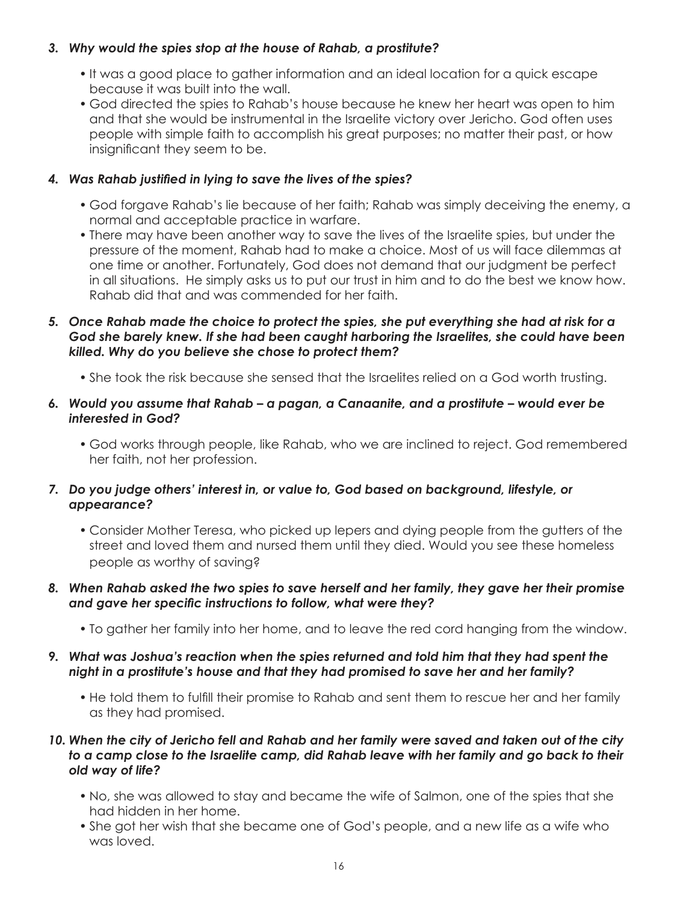3. ***Why would the spies stop at the house of Rahab, a prostitute?***

    - It was a good place to gather information and an ideal location for a quick escape because it was built into the wall.
    - God directed the spies to Rahab's house because he knew her heart was open to him and that she would be instrumental in the Israelite victory over Jericho. God often uses people with simple faith to accomplish his great purposes; no matter their past, or how insignificant they seem to be.

4. ***Was Rahab justified in lying to save the lives of the spies?***

    - God forgave Rahab's lie because of her faith; Rahab was simply deceiving the enemy, a normal and acceptable practice in warfare.
    - There may have been another way to save the lives of the Israelite spies, but under the pressure of the moment, Rahab had to make a choice. Most of us will face dilemmas at one time or another. Fortunately, God does not demand that our judgment be perfect in all situations. He simply asks us to put our trust in him and to do the best we know how. Rahab did that and was commended for her faith.

5. ***Once Rahab made the choice to protect the spies, she put everything she had at risk for a God she barely knew. If she had been caught harboring the Israelites, she could have been killed. Why do you believe she chose to protect them?***

    - She took the risk because she sensed that the Israelites relied on a God worth trusting.

6. ***Would you assume that Rahab – a pagan, a Canaanite, and a prostitute – would ever be interested in God?***

    - God works through people, like Rahab, who we are inclined to reject. God remembered her faith, not her profession.

7. ***Do you judge others' interest in, or value to, God based on background, lifestyle, or appearance?***

    - Consider Mother Teresa, who picked up lepers and dying people from the gutters of the street and loved them and nursed them until they died. Would you see these homeless people as worthy of saving?

8. ***When Rahab asked the two spies to save herself and her family, they gave her their promise and gave her specific instructions to follow, what were they?***

    - To gather her family into her home, and to leave the red cord hanging from the window.

9. ***What was Joshua's reaction when the spies returned and told him that they had spent the night in a prostitute's house and that they had promised to save her and her family?***

    - He told them to fulfill their promise to Rahab and sent them to rescue her and her family as they had promised.

10. ***When the city of Jericho fell and Rahab and her family were saved and taken out of the city to a camp close to the Israelite camp, did Rahab leave with her family and go back to their old way of life?***

    - No, she was allowed to stay and became the wife of Salmon, one of the spies that she had hidden in her home.
    - She got her wish that she became one of God's people, and a new life as a wife who was loved.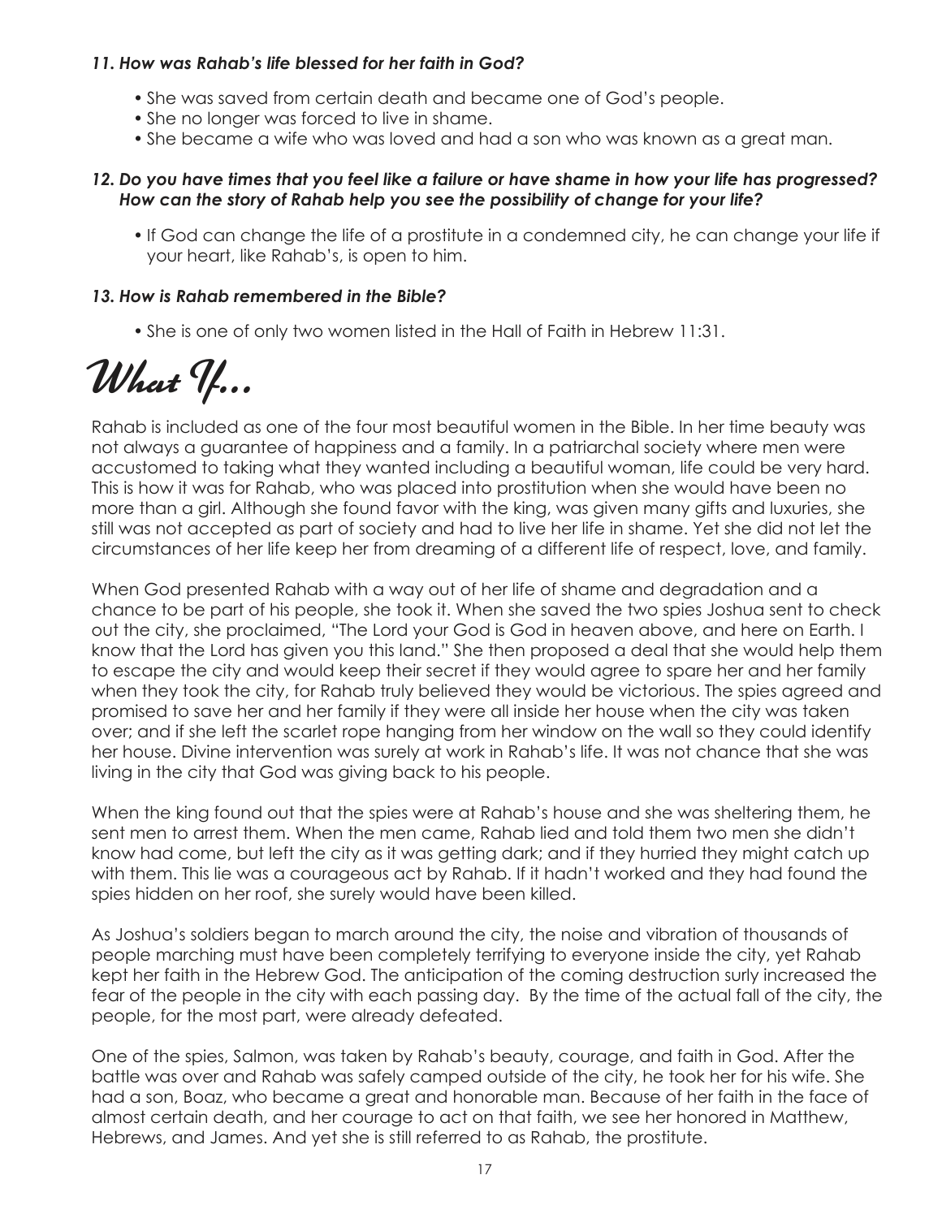***11. How was Rahab's life blessed for her faith in God?***

- She was saved from certain death and became one of God's people.
- She no longer was forced to live in shame.
- She became a wife who was loved and had a son who was known as a great man.

***12. Do you have times that you feel like a failure or have shame in how your life has progressed? How can the story of Rahab help you see the possibility of change for your life?***

- If God can change the life of a prostitute in a condemned city, he can change your life if your heart, like Rahab's, is open to him.

***13. How is Rahab remembered in the Bible?***

- She is one of only two women listed in the Hall of Faith in Hebrew 11:31.

# *What If...*

Rahab is included as one of the four most beautiful women in the Bible. In her time beauty was not always a guarantee of happiness and a family. In a patriarchal society where men were accustomed to taking what they wanted including a beautiful woman, life could be very hard. This is how it was for Rahab, who was placed into prostitution when she would have been no more than a girl. Although she found favor with the king, was given many gifts and luxuries, she still was not accepted as part of society and had to live her life in shame. Yet she did not let the circumstances of her life keep her from dreaming of a different life of respect, love, and family.

When God presented Rahab with a way out of her life of shame and degradation and a chance to be part of his people, she took it. When she saved the two spies Joshua sent to check out the city, she proclaimed, "The Lord your God is God in heaven above, and here on Earth. I know that the Lord has given you this land." She then proposed a deal that she would help them to escape the city and would keep their secret if they would agree to spare her and her family when they took the city, for Rahab truly believed they would be victorious. The spies agreed and promised to save her and her family if they were all inside her house when the city was taken over; and if she left the scarlet rope hanging from her window on the wall so they could identify her house. Divine intervention was surely at work in Rahab's life. It was not chance that she was living in the city that God was giving back to his people.

When the king found out that the spies were at Rahab's house and she was sheltering them, he sent men to arrest them. When the men came, Rahab lied and told them two men she didn't know had come, but left the city as it was getting dark; and if they hurried they might catch up with them. This lie was a courageous act by Rahab. If it hadn't worked and they had found the spies hidden on her roof, she surely would have been killed.

As Joshua's soldiers began to march around the city, the noise and vibration of thousands of people marching must have been completely terrifying to everyone inside the city, yet Rahab kept her faith in the Hebrew God. The anticipation of the coming destruction surly increased the fear of the people in the city with each passing day. By the time of the actual fall of the city, the people, for the most part, were already defeated.

One of the spies, Salmon, was taken by Rahab's beauty, courage, and faith in God. After the battle was over and Rahab was safely camped outside of the city, he took her for his wife. She had a son, Boaz, who became a great and honorable man. Because of her faith in the face of almost certain death, and her courage to act on that faith, we see her honored in Matthew, Hebrews, and James. And yet she is still referred to as Rahab, the prostitute.